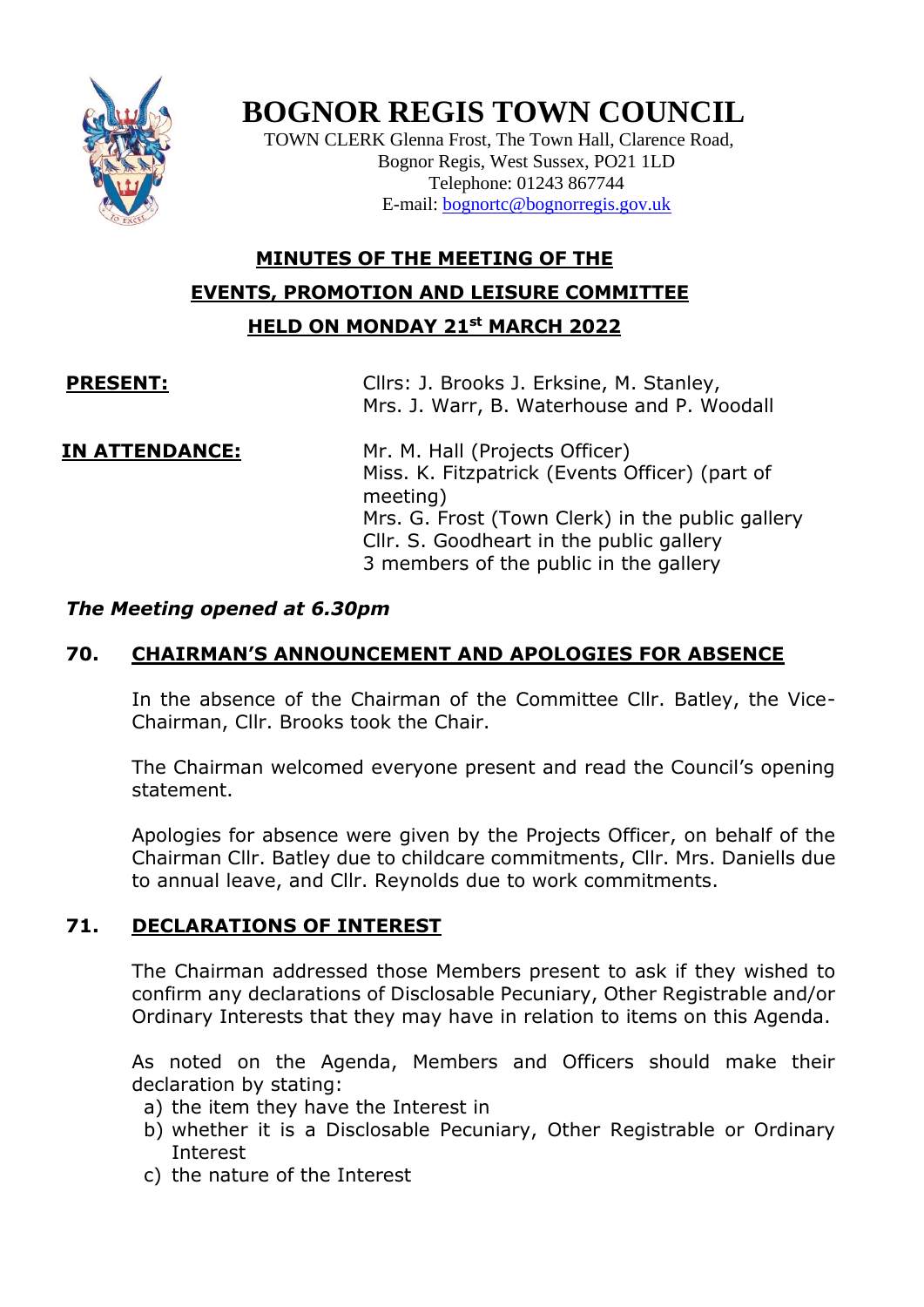# BOGNOR REGIS TOWN COUNCIL

TOWN CLERK Glenna Frost, The Town Hall, Clarence Road,
Bognor Regis, West Sussex, PO21 1LD
Telephone: 01243 867744
E-mail: bognortc@bognorregis.gov.uk

## MINUTES OF THE MEETING OF THE EVENTS, PROMOTION AND LEISURE COMMITTEE HELD ON MONDAY 21st MARCH 2022

**PRESENT:** Cllrs: J. Brooks J. Erksine, M. Stanley, Mrs. J. Warr, B. Waterhouse and P. Woodall

**IN ATTENDANCE:** Mr. M. Hall (Projects Officer)
Miss. K. Fitzpatrick (Events Officer) (part of meeting)
Mrs. G. Frost (Town Clerk) in the public gallery
Cllr. S. Goodheart in the public gallery
3 members of the public in the gallery

***The Meeting opened at 6.30pm***

### 70. CHAIRMAN'S ANNOUNCEMENT AND APOLOGIES FOR ABSENCE

In the absence of the Chairman of the Committee Cllr. Batley, the Vice-Chairman, Cllr. Brooks took the Chair.

The Chairman welcomed everyone present and read the Council's opening statement.

Apologies for absence were given by the Projects Officer, on behalf of the Chairman Cllr. Batley due to childcare commitments, Cllr. Mrs. Daniells due to annual leave, and Cllr. Reynolds due to work commitments.

### 71. DECLARATIONS OF INTEREST

The Chairman addressed those Members present to ask if they wished to confirm any declarations of Disclosable Pecuniary, Other Registrable and/or Ordinary Interests that they may have in relation to items on this Agenda.

As noted on the Agenda, Members and Officers should make their declaration by stating:

a) the item they have the Interest in
b) whether it is a Disclosable Pecuniary, Other Registrable or Ordinary Interest
c) the nature of the Interest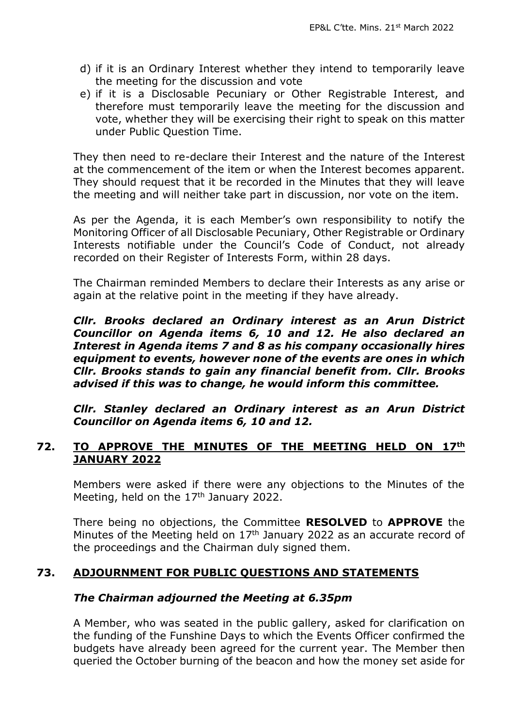d) if it is an Ordinary Interest whether they intend to temporarily leave the meeting for the discussion and vote
e) if it is a Disclosable Pecuniary or Other Registrable Interest, and therefore must temporarily leave the meeting for the discussion and vote, whether they will be exercising their right to speak on this matter under Public Question Time.

They then need to re-declare their Interest and the nature of the Interest at the commencement of the item or when the Interest becomes apparent. They should request that it be recorded in the Minutes that they will leave the meeting and will neither take part in discussion, nor vote on the item.

As per the Agenda, it is each Member's own responsibility to notify the Monitoring Officer of all Disclosable Pecuniary, Other Registrable or Ordinary Interests notifiable under the Council's Code of Conduct, not already recorded on their Register of Interests Form, within 28 days.

The Chairman reminded Members to declare their Interests as any arise or again at the relative point in the meeting if they have already.

***Cllr. Brooks declared an Ordinary interest as an Arun District Councillor on Agenda items 6, 10 and 12. He also declared an Interest in Agenda items 7 and 8 as his company occasionally hires equipment to events, however none of the events are ones in which Cllr. Brooks stands to gain any financial benefit from. Cllr. Brooks advised if this was to change, he would inform this committee.***

***Cllr. Stanley declared an Ordinary interest as an Arun District Councillor on Agenda items 6, 10 and 12.***

## 72. TO APPROVE THE MINUTES OF THE MEETING HELD ON 17th JANUARY 2022

Members were asked if there were any objections to the Minutes of the Meeting, held on the 17th January 2022.

There being no objections, the Committee **RESOLVED** to **APPROVE** the Minutes of the Meeting held on 17th January 2022 as an accurate record of the proceedings and the Chairman duly signed them.

## 73. ADJOURNMENT FOR PUBLIC QUESTIONS AND STATEMENTS

***The Chairman adjourned the Meeting at 6.35pm***

A Member, who was seated in the public gallery, asked for clarification on the funding of the Funshine Days to which the Events Officer confirmed the budgets have already been agreed for the current year. The Member then queried the October burning of the beacon and how the money set aside for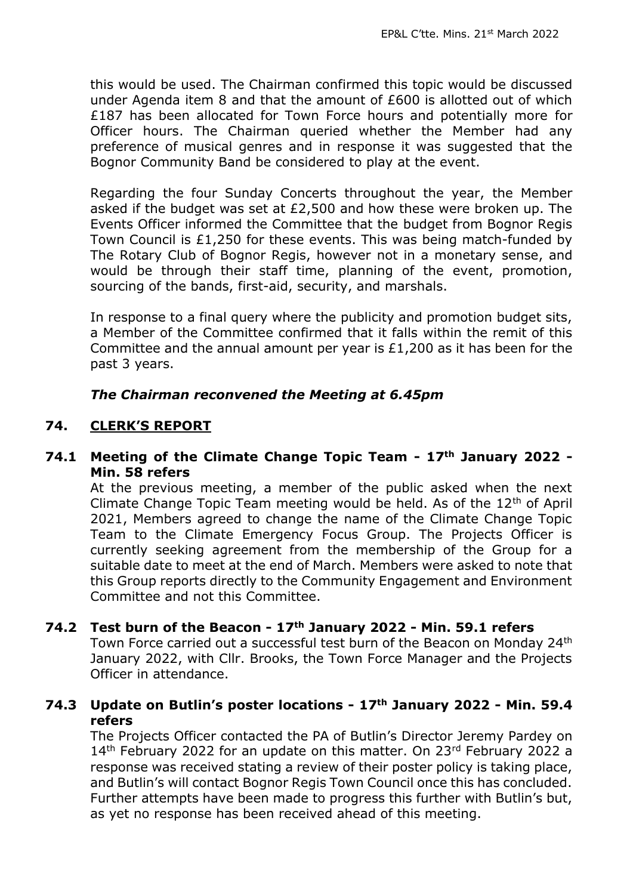this would be used. The Chairman confirmed this topic would be discussed under Agenda item 8 and that the amount of £600 is allotted out of which £187 has been allocated for Town Force hours and potentially more for Officer hours. The Chairman queried whether the Member had any preference of musical genres and in response it was suggested that the Bognor Community Band be considered to play at the event.

Regarding the four Sunday Concerts throughout the year, the Member asked if the budget was set at £2,500 and how these were broken up. The Events Officer informed the Committee that the budget from Bognor Regis Town Council is £1,250 for these events. This was being match-funded by The Rotary Club of Bognor Regis, however not in a monetary sense, and would be through their staff time, planning of the event, promotion, sourcing of the bands, first-aid, security, and marshals.

In response to a final query where the publicity and promotion budget sits, a Member of the Committee confirmed that it falls within the remit of this Committee and the annual amount per year is £1,200 as it has been for the past 3 years.

***The Chairman reconvened the Meeting at 6.45pm***

## 74. CLERK'S REPORT

### 74.1 Meeting of the Climate Change Topic Team - 17th January 2022 - Min. 58 refers

At the previous meeting, a member of the public asked when the next Climate Change Topic Team meeting would be held. As of the 12th of April 2021, Members agreed to change the name of the Climate Change Topic Team to the Climate Emergency Focus Group. The Projects Officer is currently seeking agreement from the membership of the Group for a suitable date to meet at the end of March. Members were asked to note that this Group reports directly to the Community Engagement and Environment Committee and not this Committee.

### 74.2 Test burn of the Beacon - 17th January 2022 - Min. 59.1 refers

Town Force carried out a successful test burn of the Beacon on Monday 24th January 2022, with Cllr. Brooks, the Town Force Manager and the Projects Officer in attendance.

### 74.3 Update on Butlin's poster locations - 17th January 2022 - Min. 59.4 refers

The Projects Officer contacted the PA of Butlin's Director Jeremy Pardey on 14th February 2022 for an update on this matter. On 23rd February 2022 a response was received stating a review of their poster policy is taking place, and Butlin's will contact Bognor Regis Town Council once this has concluded. Further attempts have been made to progress this further with Butlin's but, as yet no response has been received ahead of this meeting.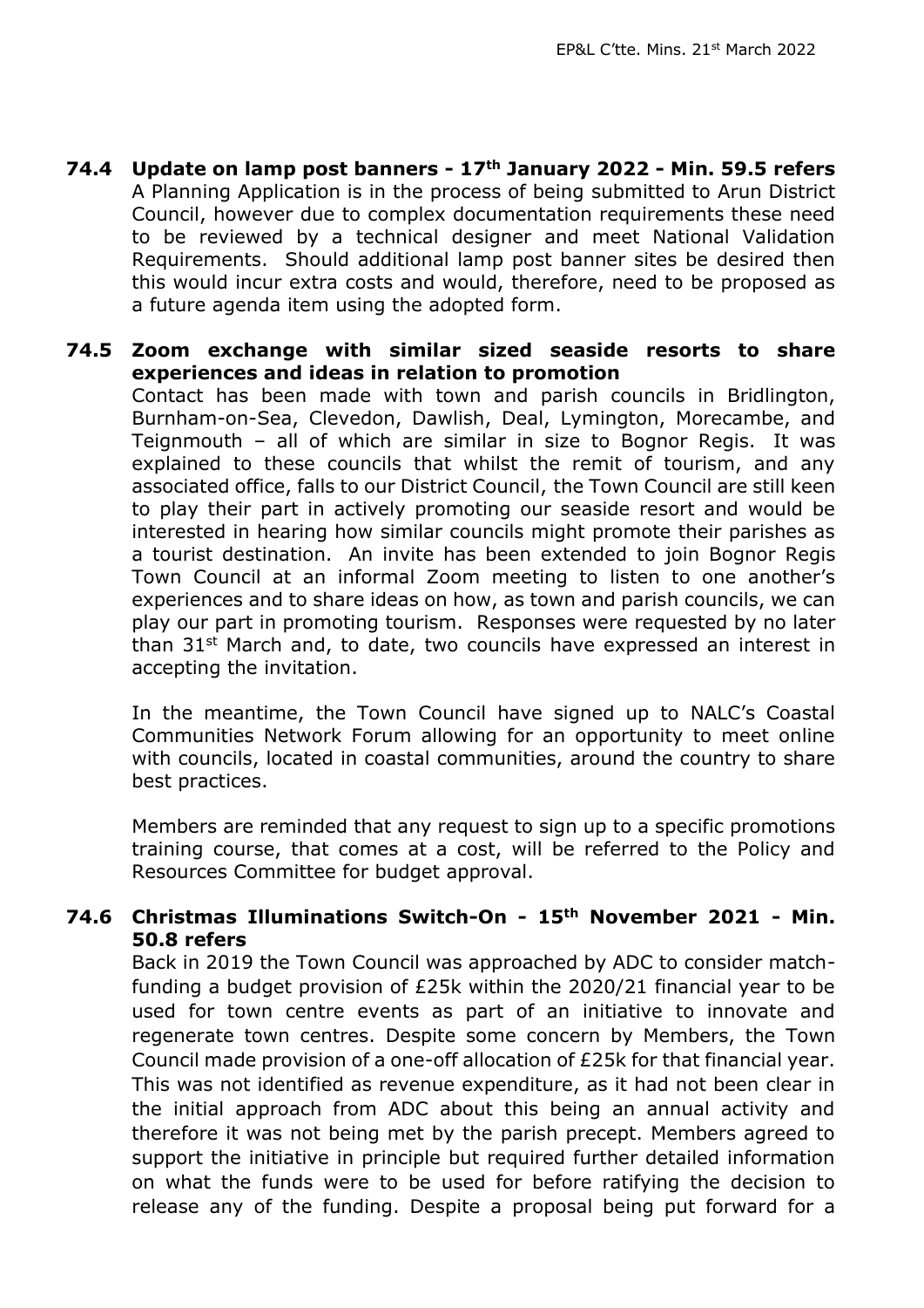### 74.4 Update on lamp post banners - 17th January 2022 - Min. 59.5 refers

A Planning Application is in the process of being submitted to Arun District Council, however due to complex documentation requirements these need to be reviewed by a technical designer and meet National Validation Requirements. Should additional lamp post banner sites be desired then this would incur extra costs and would, therefore, need to be proposed as a future agenda item using the adopted form.

### 74.5 Zoom exchange with similar sized seaside resorts to share experiences and ideas in relation to promotion

Contact has been made with town and parish councils in Bridlington, Burnham-on-Sea, Clevedon, Dawlish, Deal, Lymington, Morecambe, and Teignmouth – all of which are similar in size to Bognor Regis. It was explained to these councils that whilst the remit of tourism, and any associated office, falls to our District Council, the Town Council are still keen to play their part in actively promoting our seaside resort and would be interested in hearing how similar councils might promote their parishes as a tourist destination. An invite has been extended to join Bognor Regis Town Council at an informal Zoom meeting to listen to one another's experiences and to share ideas on how, as town and parish councils, we can play our part in promoting tourism. Responses were requested by no later than 31st March and, to date, two councils have expressed an interest in accepting the invitation.

In the meantime, the Town Council have signed up to NALC's Coastal Communities Network Forum allowing for an opportunity to meet online with councils, located in coastal communities, around the country to share best practices.

Members are reminded that any request to sign up to a specific promotions training course, that comes at a cost, will be referred to the Policy and Resources Committee for budget approval.

### 74.6 Christmas Illuminations Switch-On - 15th November 2021 - Min. 50.8 refers

Back in 2019 the Town Council was approached by ADC to consider match-funding a budget provision of £25k within the 2020/21 financial year to be used for town centre events as part of an initiative to innovate and regenerate town centres. Despite some concern by Members, the Town Council made provision of a one-off allocation of £25k for that financial year. This was not identified as revenue expenditure, as it had not been clear in the initial approach from ADC about this being an annual activity and therefore it was not being met by the parish precept. Members agreed to support the initiative in principle but required further detailed information on what the funds were to be used for before ratifying the decision to release any of the funding. Despite a proposal being put forward for a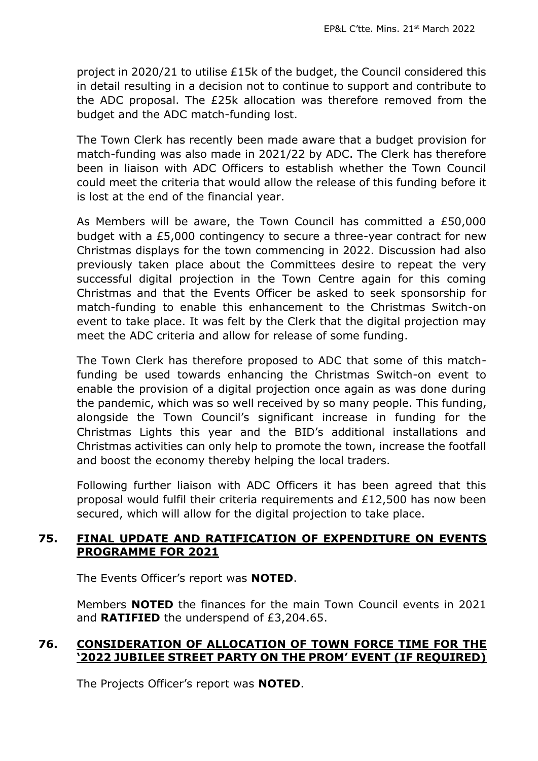project in 2020/21 to utilise £15k of the budget, the Council considered this in detail resulting in a decision not to continue to support and contribute to the ADC proposal. The £25k allocation was therefore removed from the budget and the ADC match-funding lost.

The Town Clerk has recently been made aware that a budget provision for match-funding was also made in 2021/22 by ADC. The Clerk has therefore been in liaison with ADC Officers to establish whether the Town Council could meet the criteria that would allow the release of this funding before it is lost at the end of the financial year.

As Members will be aware, the Town Council has committed a £50,000 budget with a £5,000 contingency to secure a three-year contract for new Christmas displays for the town commencing in 2022. Discussion had also previously taken place about the Committees desire to repeat the very successful digital projection in the Town Centre again for this coming Christmas and that the Events Officer be asked to seek sponsorship for match-funding to enable this enhancement to the Christmas Switch-on event to take place. It was felt by the Clerk that the digital projection may meet the ADC criteria and allow for release of some funding.

The Town Clerk has therefore proposed to ADC that some of this match-funding be used towards enhancing the Christmas Switch-on event to enable the provision of a digital projection once again as was done during the pandemic, which was so well received by so many people. This funding, alongside the Town Council's significant increase in funding for the Christmas Lights this year and the BID's additional installations and Christmas activities can only help to promote the town, increase the footfall and boost the economy thereby helping the local traders.

Following further liaison with ADC Officers it has been agreed that this proposal would fulfil their criteria requirements and £12,500 has now been secured, which will allow for the digital projection to take place.

### 75. FINAL UPDATE AND RATIFICATION OF EXPENDITURE ON EVENTS PROGRAMME FOR 2021

The Events Officer's report was **NOTED**.

Members **NOTED** the finances for the main Town Council events in 2021 and **RATIFIED** the underspend of £3,204.65.

### 76. CONSIDERATION OF ALLOCATION OF TOWN FORCE TIME FOR THE '2022 JUBILEE STREET PARTY ON THE PROM' EVENT (IF REQUIRED)

The Projects Officer's report was **NOTED**.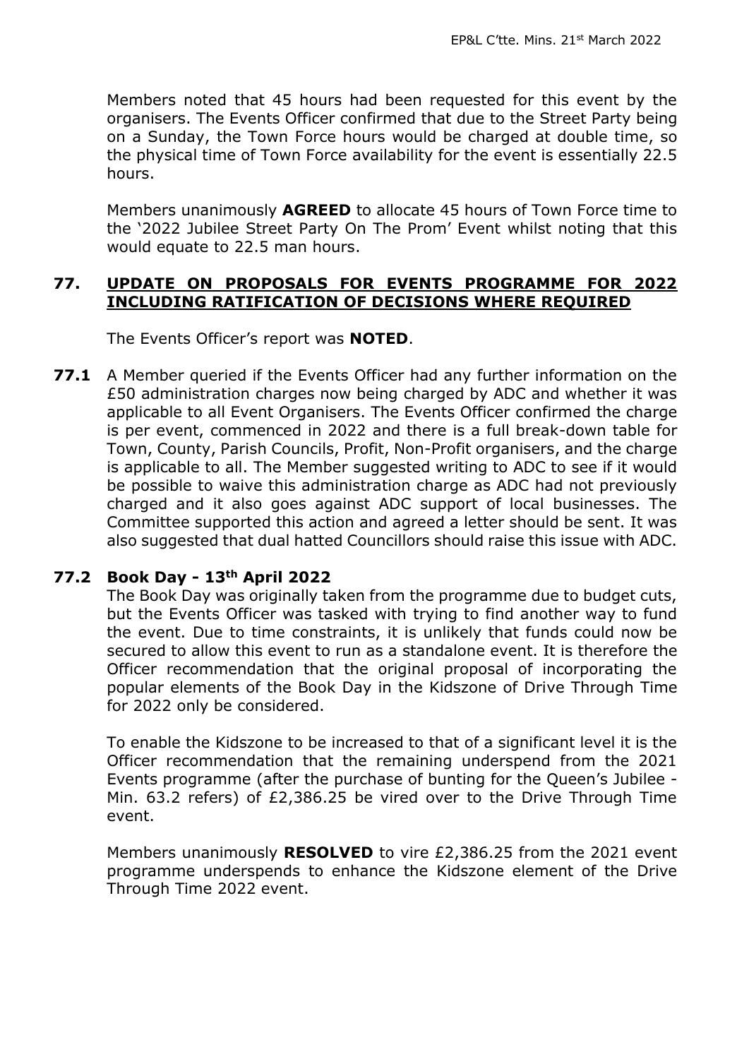Members noted that 45 hours had been requested for this event by the organisers. The Events Officer confirmed that due to the Street Party being on a Sunday, the Town Force hours would be charged at double time, so the physical time of Town Force availability for the event is essentially 22.5 hours.

Members unanimously **AGREED** to allocate 45 hours of Town Force time to the '2022 Jubilee Street Party On The Prom' Event whilst noting that this would equate to 22.5 man hours.

## 77. UPDATE ON PROPOSALS FOR EVENTS PROGRAMME FOR 2022 INCLUDING RATIFICATION OF DECISIONS WHERE REQUIRED

The Events Officer's report was **NOTED**.

**77.1** A Member queried if the Events Officer had any further information on the £50 administration charges now being charged by ADC and whether it was applicable to all Event Organisers. The Events Officer confirmed the charge is per event, commenced in 2022 and there is a full break-down table for Town, County, Parish Councils, Profit, Non-Profit organisers, and the charge is applicable to all. The Member suggested writing to ADC to see if it would be possible to waive this administration charge as ADC had not previously charged and it also goes against ADC support of local businesses. The Committee supported this action and agreed a letter should be sent. It was also suggested that dual hatted Councillors should raise this issue with ADC.

### 77.2 Book Day - 13th April 2022

The Book Day was originally taken from the programme due to budget cuts, but the Events Officer was tasked with trying to find another way to fund the event. Due to time constraints, it is unlikely that funds could now be secured to allow this event to run as a standalone event. It is therefore the Officer recommendation that the original proposal of incorporating the popular elements of the Book Day in the Kidszone of Drive Through Time for 2022 only be considered.

To enable the Kidszone to be increased to that of a significant level it is the Officer recommendation that the remaining underspend from the 2021 Events programme (after the purchase of bunting for the Queen's Jubilee - Min. 63.2 refers) of £2,386.25 be vired over to the Drive Through Time event.

Members unanimously **RESOLVED** to vire £2,386.25 from the 2021 event programme underspends to enhance the Kidszone element of the Drive Through Time 2022 event.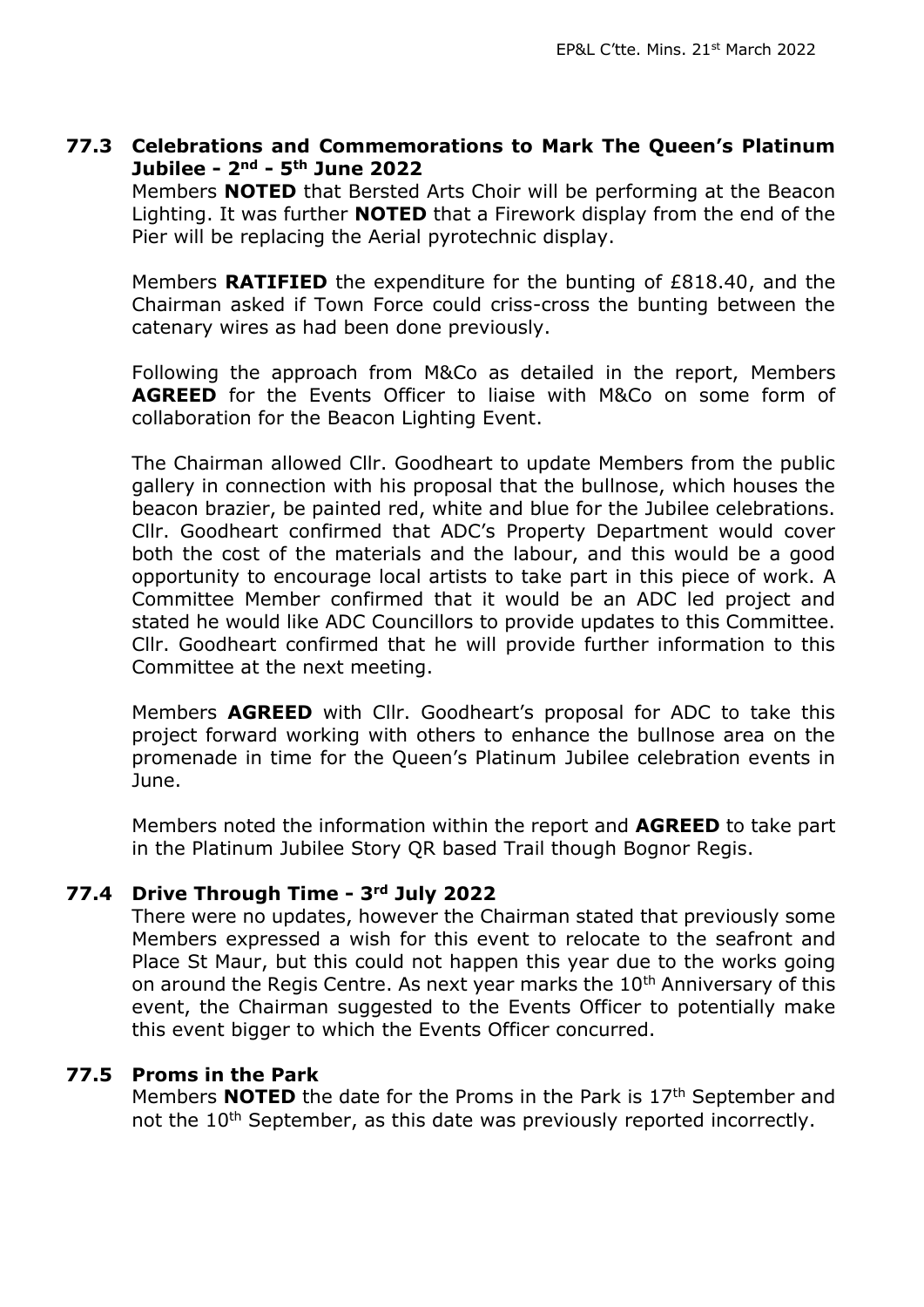### 77.3 Celebrations and Commemorations to Mark The Queen's Platinum Jubilee - 2nd - 5th June 2022

Members **NOTED** that Bersted Arts Choir will be performing at the Beacon Lighting. It was further **NOTED** that a Firework display from the end of the Pier will be replacing the Aerial pyrotechnic display.

Members **RATIFIED** the expenditure for the bunting of £818.40, and the Chairman asked if Town Force could criss-cross the bunting between the catenary wires as had been done previously.

Following the approach from M&Co as detailed in the report, Members **AGREED** for the Events Officer to liaise with M&Co on some form of collaboration for the Beacon Lighting Event.

The Chairman allowed Cllr. Goodheart to update Members from the public gallery in connection with his proposal that the bullnose, which houses the beacon brazier, be painted red, white and blue for the Jubilee celebrations. Cllr. Goodheart confirmed that ADC's Property Department would cover both the cost of the materials and the labour, and this would be a good opportunity to encourage local artists to take part in this piece of work. A Committee Member confirmed that it would be an ADC led project and stated he would like ADC Councillors to provide updates to this Committee. Cllr. Goodheart confirmed that he will provide further information to this Committee at the next meeting.

Members **AGREED** with Cllr. Goodheart's proposal for ADC to take this project forward working with others to enhance the bullnose area on the promenade in time for the Queen's Platinum Jubilee celebration events in June.

Members noted the information within the report and **AGREED** to take part in the Platinum Jubilee Story QR based Trail though Bognor Regis.

### 77.4 Drive Through Time - 3rd July 2022

There were no updates, however the Chairman stated that previously some Members expressed a wish for this event to relocate to the seafront and Place St Maur, but this could not happen this year due to the works going on around the Regis Centre. As next year marks the 10th Anniversary of this event, the Chairman suggested to the Events Officer to potentially make this event bigger to which the Events Officer concurred.

### 77.5 Proms in the Park

Members **NOTED** the date for the Proms in the Park is 17th September and not the 10th September, as this date was previously reported incorrectly.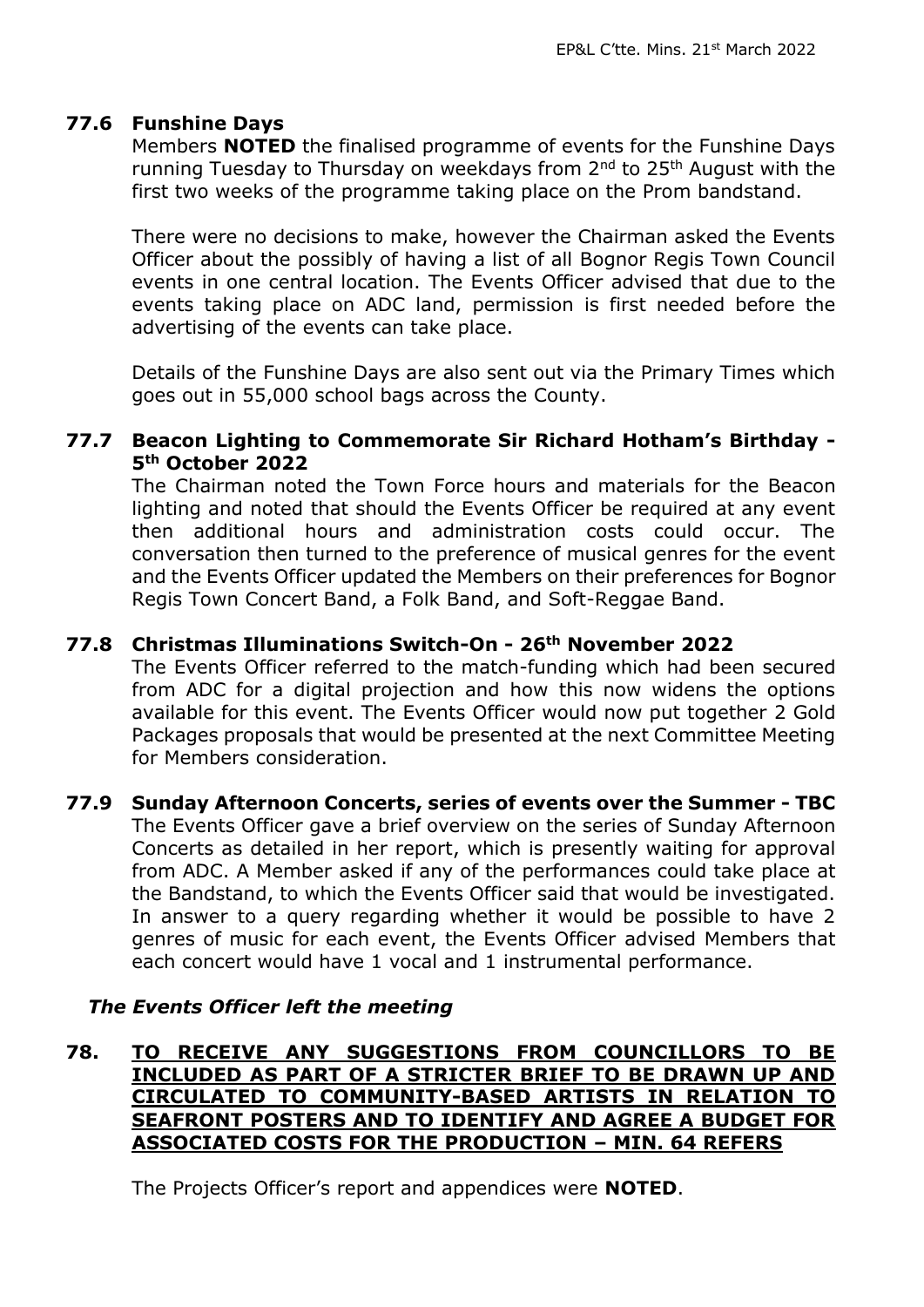### 77.6 Funshine Days

Members **NOTED** the finalised programme of events for the Funshine Days running Tuesday to Thursday on weekdays from 2nd to 25th August with the first two weeks of the programme taking place on the Prom bandstand.

There were no decisions to make, however the Chairman asked the Events Officer about the possibly of having a list of all Bognor Regis Town Council events in one central location. The Events Officer advised that due to the events taking place on ADC land, permission is first needed before the advertising of the events can take place.

Details of the Funshine Days are also sent out via the Primary Times which goes out in 55,000 school bags across the County.

### 77.7 Beacon Lighting to Commemorate Sir Richard Hotham's Birthday - 5th October 2022

The Chairman noted the Town Force hours and materials for the Beacon lighting and noted that should the Events Officer be required at any event then additional hours and administration costs could occur. The conversation then turned to the preference of musical genres for the event and the Events Officer updated the Members on their preferences for Bognor Regis Town Concert Band, a Folk Band, and Soft-Reggae Band.

### 77.8 Christmas Illuminations Switch-On - 26th November 2022

The Events Officer referred to the match-funding which had been secured from ADC for a digital projection and how this now widens the options available for this event. The Events Officer would now put together 2 Gold Packages proposals that would be presented at the next Committee Meeting for Members consideration.

### 77.9 Sunday Afternoon Concerts, series of events over the Summer - TBC

The Events Officer gave a brief overview on the series of Sunday Afternoon Concerts as detailed in her report, which is presently waiting for approval from ADC. A Member asked if any of the performances could take place at the Bandstand, to which the Events Officer said that would be investigated. In answer to a query regarding whether it would be possible to have 2 genres of music for each event, the Events Officer advised Members that each concert would have 1 vocal and 1 instrumental performance.

***The Events Officer left the meeting***

## 78. TO RECEIVE ANY SUGGESTIONS FROM COUNCILLORS TO BE INCLUDED AS PART OF A STRICTER BRIEF TO BE DRAWN UP AND CIRCULATED TO COMMUNITY-BASED ARTISTS IN RELATION TO SEAFRONT POSTERS AND TO IDENTIFY AND AGREE A BUDGET FOR ASSOCIATED COSTS FOR THE PRODUCTION – MIN. 64 REFERS

The Projects Officer's report and appendices were **NOTED**.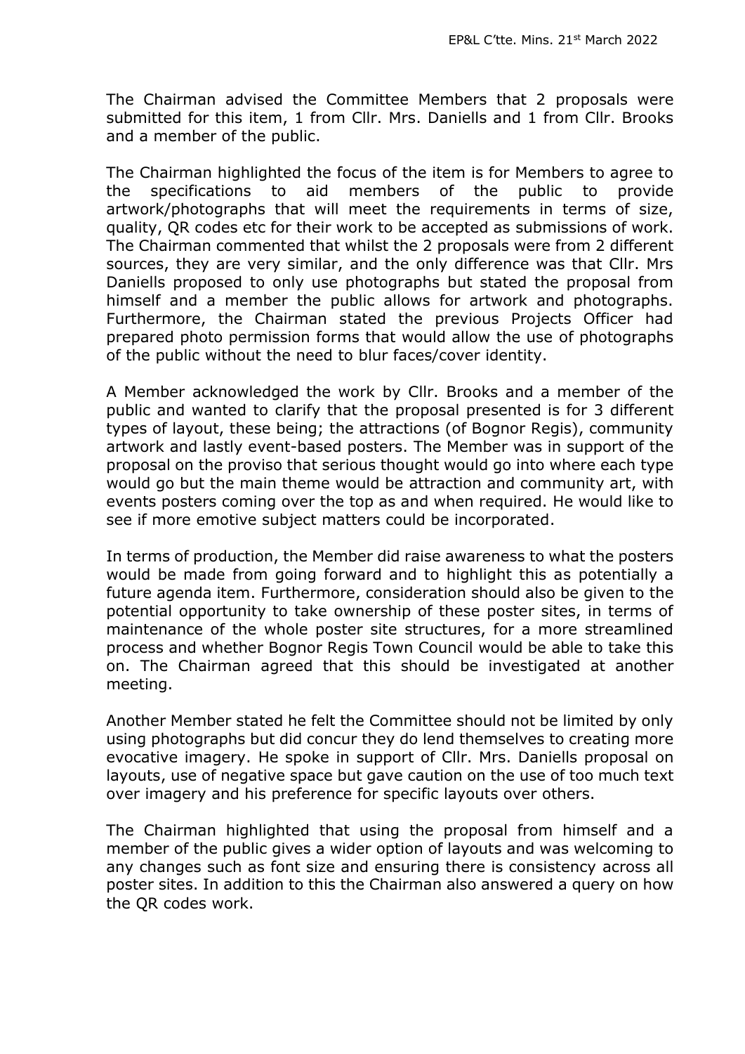The Chairman advised the Committee Members that 2 proposals were submitted for this item, 1 from Cllr. Mrs. Daniells and 1 from Cllr. Brooks and a member of the public.

The Chairman highlighted the focus of the item is for Members to agree to the specifications to aid members of the public to provide artwork/photographs that will meet the requirements in terms of size, quality, QR codes etc for their work to be accepted as submissions of work. The Chairman commented that whilst the 2 proposals were from 2 different sources, they are very similar, and the only difference was that Cllr. Mrs Daniells proposed to only use photographs but stated the proposal from himself and a member the public allows for artwork and photographs. Furthermore, the Chairman stated the previous Projects Officer had prepared photo permission forms that would allow the use of photographs of the public without the need to blur faces/cover identity.

A Member acknowledged the work by Cllr. Brooks and a member of the public and wanted to clarify that the proposal presented is for 3 different types of layout, these being; the attractions (of Bognor Regis), community artwork and lastly event-based posters. The Member was in support of the proposal on the proviso that serious thought would go into where each type would go but the main theme would be attraction and community art, with events posters coming over the top as and when required. He would like to see if more emotive subject matters could be incorporated.

In terms of production, the Member did raise awareness to what the posters would be made from going forward and to highlight this as potentially a future agenda item. Furthermore, consideration should also be given to the potential opportunity to take ownership of these poster sites, in terms of maintenance of the whole poster site structures, for a more streamlined process and whether Bognor Regis Town Council would be able to take this on. The Chairman agreed that this should be investigated at another meeting.

Another Member stated he felt the Committee should not be limited by only using photographs but did concur they do lend themselves to creating more evocative imagery. He spoke in support of Cllr. Mrs. Daniells proposal on layouts, use of negative space but gave caution on the use of too much text over imagery and his preference for specific layouts over others.

The Chairman highlighted that using the proposal from himself and a member of the public gives a wider option of layouts and was welcoming to any changes such as font size and ensuring there is consistency across all poster sites. In addition to this the Chairman also answered a query on how the QR codes work.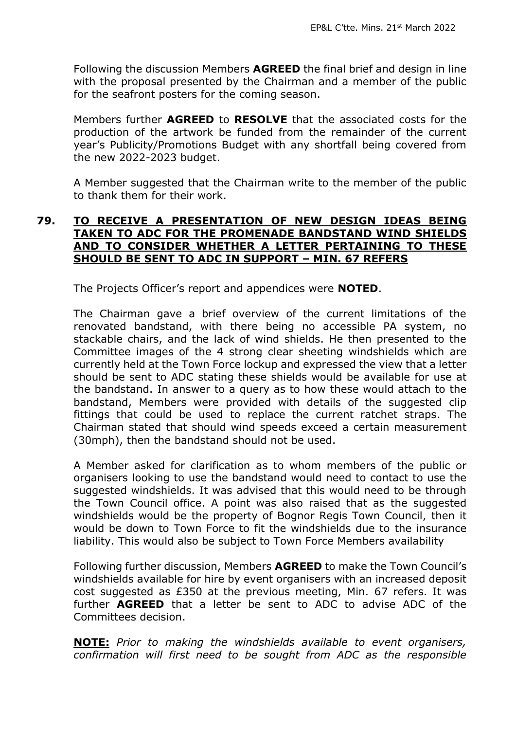Following the discussion Members **AGREED** the final brief and design in line with the proposal presented by the Chairman and a member of the public for the seafront posters for the coming season.

Members further **AGREED** to **RESOLVE** that the associated costs for the production of the artwork be funded from the remainder of the current year's Publicity/Promotions Budget with any shortfall being covered from the new 2022-2023 budget.

A Member suggested that the Chairman write to the member of the public to thank them for their work.

## 79. TO RECEIVE A PRESENTATION OF NEW DESIGN IDEAS BEING TAKEN TO ADC FOR THE PROMENADE BANDSTAND WIND SHIELDS AND TO CONSIDER WHETHER A LETTER PERTAINING TO THESE SHOULD BE SENT TO ADC IN SUPPORT – MIN. 67 REFERS

The Projects Officer's report and appendices were **NOTED**.

The Chairman gave a brief overview of the current limitations of the renovated bandstand, with there being no accessible PA system, no stackable chairs, and the lack of wind shields. He then presented to the Committee images of the 4 strong clear sheeting windshields which are currently held at the Town Force lockup and expressed the view that a letter should be sent to ADC stating these shields would be available for use at the bandstand. In answer to a query as to how these would attach to the bandstand, Members were provided with details of the suggested clip fittings that could be used to replace the current ratchet straps. The Chairman stated that should wind speeds exceed a certain measurement (30mph), then the bandstand should not be used.

A Member asked for clarification as to whom members of the public or organisers looking to use the bandstand would need to contact to use the suggested windshields. It was advised that this would need to be through the Town Council office. A point was also raised that as the suggested windshields would be the property of Bognor Regis Town Council, then it would be down to Town Force to fit the windshields due to the insurance liability. This would also be subject to Town Force Members availability

Following further discussion, Members **AGREED** to make the Town Council's windshields available for hire by event organisers with an increased deposit cost suggested as £350 at the previous meeting, Min. 67 refers. It was further **AGREED** that a letter be sent to ADC to advise ADC of the Committees decision.

**NOTE:** *Prior to making the windshields available to event organisers, confirmation will first need to be sought from ADC as the responsible*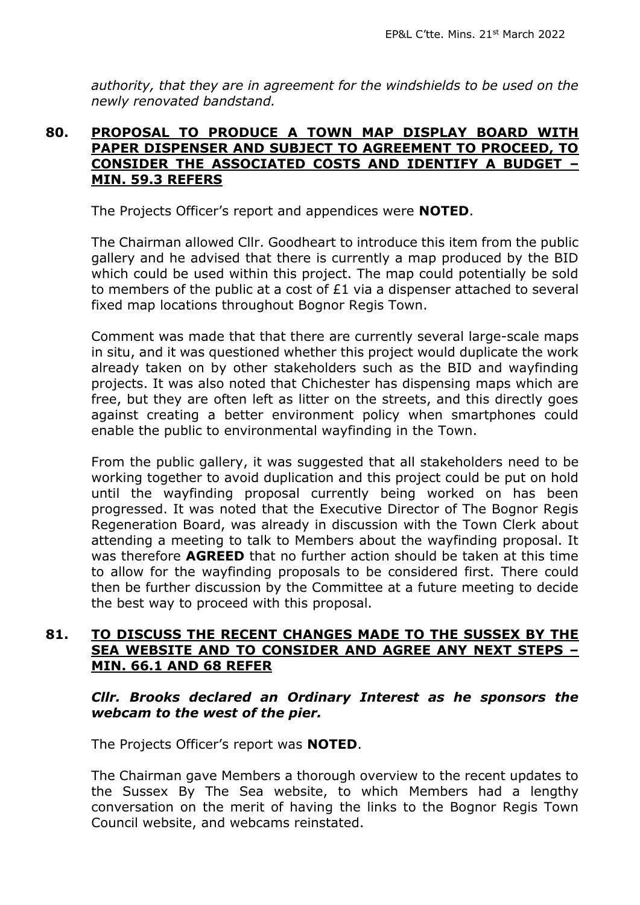*authority, that they are in agreement for the windshields to be used on the newly renovated bandstand.*

## 80. PROPOSAL TO PRODUCE A TOWN MAP DISPLAY BOARD WITH PAPER DISPENSER AND SUBJECT TO AGREEMENT TO PROCEED, TO CONSIDER THE ASSOCIATED COSTS AND IDENTIFY A BUDGET – MIN. 59.3 REFERS

The Projects Officer's report and appendices were **NOTED**.

The Chairman allowed Cllr. Goodheart to introduce this item from the public gallery and he advised that there is currently a map produced by the BID which could be used within this project. The map could potentially be sold to members of the public at a cost of £1 via a dispenser attached to several fixed map locations throughout Bognor Regis Town.

Comment was made that that there are currently several large-scale maps in situ, and it was questioned whether this project would duplicate the work already taken on by other stakeholders such as the BID and wayfinding projects. It was also noted that Chichester has dispensing maps which are free, but they are often left as litter on the streets, and this directly goes against creating a better environment policy when smartphones could enable the public to environmental wayfinding in the Town.

From the public gallery, it was suggested that all stakeholders need to be working together to avoid duplication and this project could be put on hold until the wayfinding proposal currently being worked on has been progressed. It was noted that the Executive Director of The Bognor Regis Regeneration Board, was already in discussion with the Town Clerk about attending a meeting to talk to Members about the wayfinding proposal. It was therefore **AGREED** that no further action should be taken at this time to allow for the wayfinding proposals to be considered first. There could then be further discussion by the Committee at a future meeting to decide the best way to proceed with this proposal.

## 81. TO DISCUSS THE RECENT CHANGES MADE TO THE SUSSEX BY THE SEA WEBSITE AND TO CONSIDER AND AGREE ANY NEXT STEPS – MIN. 66.1 AND 68 REFER

***Cllr. Brooks declared an Ordinary Interest as he sponsors the webcam to the west of the pier.***

The Projects Officer's report was **NOTED**.

The Chairman gave Members a thorough overview to the recent updates to the Sussex By The Sea website, to which Members had a lengthy conversation on the merit of having the links to the Bognor Regis Town Council website, and webcams reinstated.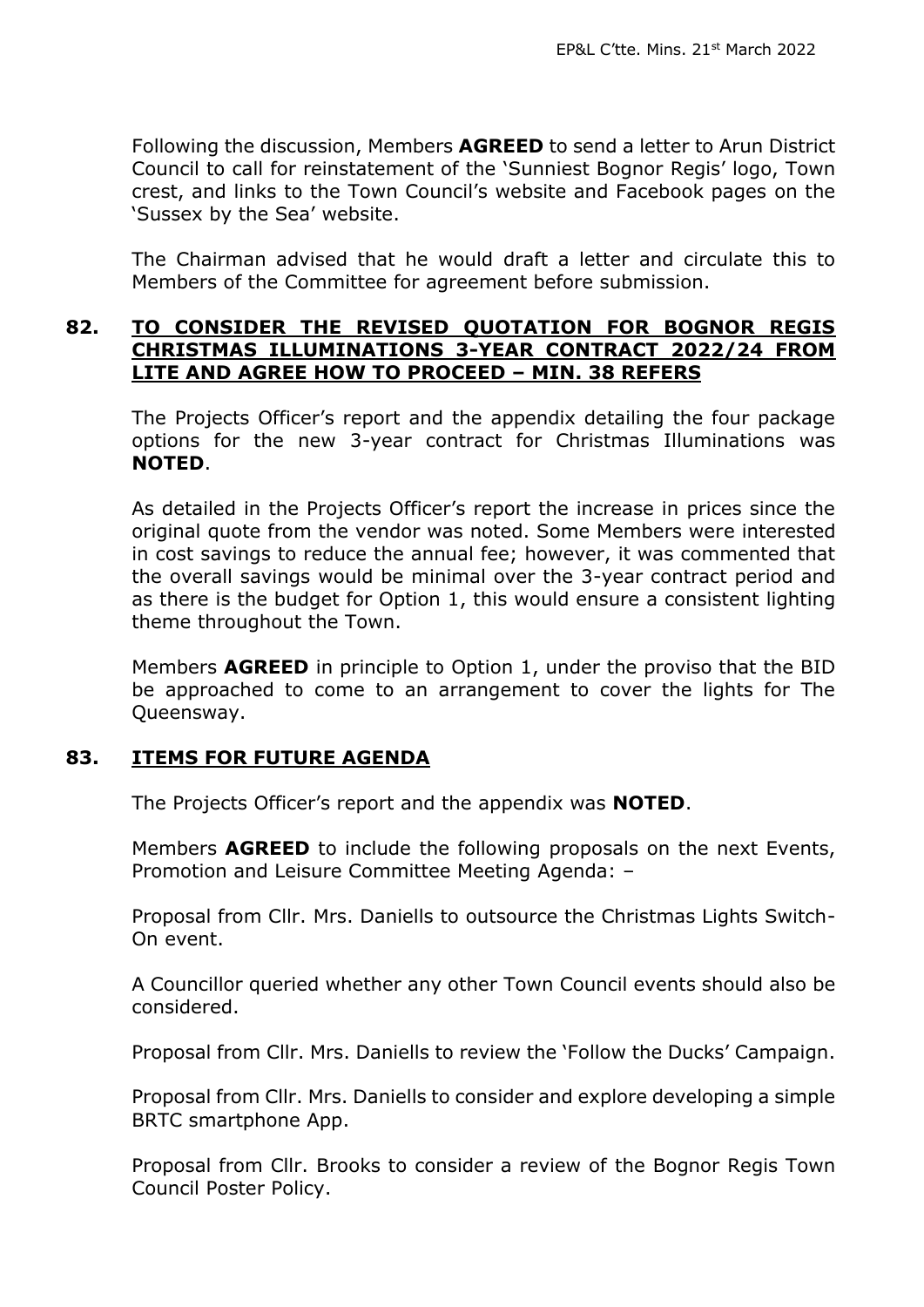Following the discussion, Members **AGREED** to send a letter to Arun District Council to call for reinstatement of the 'Sunniest Bognor Regis' logo, Town crest, and links to the Town Council's website and Facebook pages on the 'Sussex by the Sea' website.

The Chairman advised that he would draft a letter and circulate this to Members of the Committee for agreement before submission.

## 82. TO CONSIDER THE REVISED QUOTATION FOR BOGNOR REGIS CHRISTMAS ILLUMINATIONS 3-YEAR CONTRACT 2022/24 FROM LITE AND AGREE HOW TO PROCEED – MIN. 38 REFERS

The Projects Officer's report and the appendix detailing the four package options for the new 3-year contract for Christmas Illuminations was **NOTED**.

As detailed in the Projects Officer's report the increase in prices since the original quote from the vendor was noted. Some Members were interested in cost savings to reduce the annual fee; however, it was commented that the overall savings would be minimal over the 3-year contract period and as there is the budget for Option 1, this would ensure a consistent lighting theme throughout the Town.

Members **AGREED** in principle to Option 1, under the proviso that the BID be approached to come to an arrangement to cover the lights for The Queensway.

## 83. ITEMS FOR FUTURE AGENDA

The Projects Officer's report and the appendix was **NOTED**.

Members **AGREED** to include the following proposals on the next Events, Promotion and Leisure Committee Meeting Agenda: –

Proposal from Cllr. Mrs. Daniells to outsource the Christmas Lights Switch-On event.

A Councillor queried whether any other Town Council events should also be considered.

Proposal from Cllr. Mrs. Daniells to review the 'Follow the Ducks' Campaign.

Proposal from Cllr. Mrs. Daniells to consider and explore developing a simple BRTC smartphone App.

Proposal from Cllr. Brooks to consider a review of the Bognor Regis Town Council Poster Policy.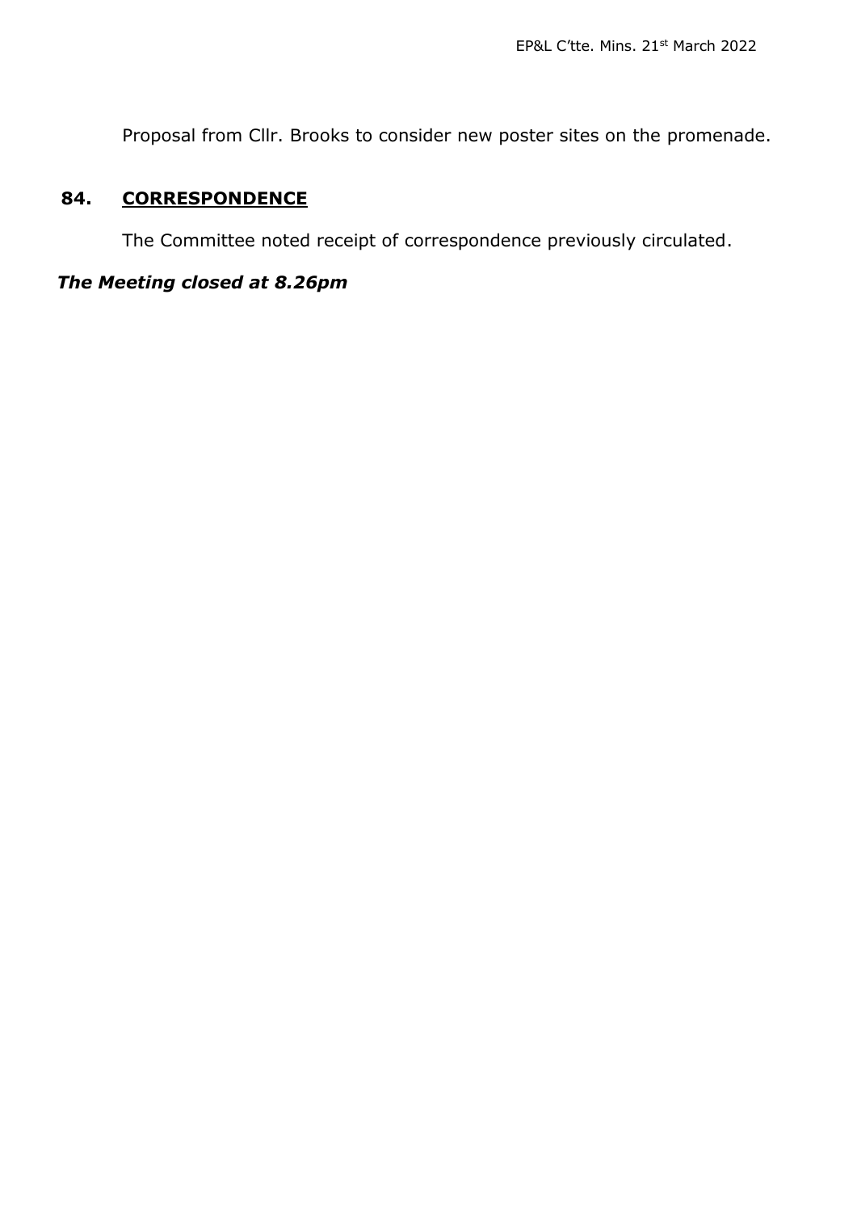Proposal from Cllr. Brooks to consider new poster sites on the promenade.

## 84. CORRESPONDENCE

The Committee noted receipt of correspondence previously circulated.

***The Meeting closed at 8.26pm***